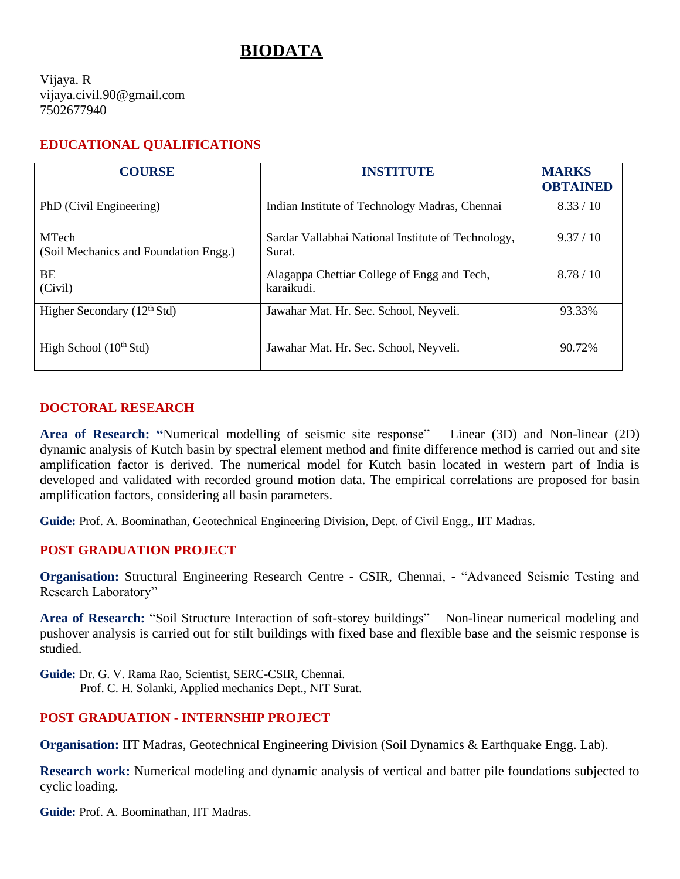# BIODATA

Vijaya. R
vijaya.civil.90@gmail.com
7502677940

## EDUCATIONAL QUALIFICATIONS

| COURSE | INSTITUTE | MARKS OBTAINED |
|---|---|---|
| PhD (Civil Engineering) | Indian Institute of Technology Madras, Chennai | 8.33 / 10 |
| MTech (Soil Mechanics and Foundation Engg.) | Sardar Vallabhai National Institute of Technology, Surat. | 9.37 / 10 |
| BE (Civil) | Alagappa Chettiar College of Engg and Tech, karaikudi. | 8.78 / 10 |
| Higher Secondary (12th Std) | Jawahar Mat. Hr. Sec. School, Neyveli. | 93.33% |
| High School (10th Std) | Jawahar Mat. Hr. Sec. School, Neyveli. | 90.72% |

## DOCTORAL RESEARCH

**Area of Research:** "Numerical modelling of seismic site response" – Linear (3D) and Non-linear (2D) dynamic analysis of Kutch basin by spectral element method and finite difference method is carried out and site amplification factor is derived. The numerical model for Kutch basin located in western part of India is developed and validated with recorded ground motion data. The empirical correlations are proposed for basin amplification factors, considering all basin parameters.

**Guide:** Prof. A. Boominathan, Geotechnical Engineering Division, Dept. of Civil Engg., IIT Madras.

## POST GRADUATION PROJECT

**Organisation:** Structural Engineering Research Centre - CSIR, Chennai, - "Advanced Seismic Testing and Research Laboratory"

**Area of Research:** "Soil Structure Interaction of soft-storey buildings" – Non-linear numerical modeling and pushover analysis is carried out for stilt buildings with fixed base and flexible base and the seismic response is studied.

**Guide:** Dr. G. V. Rama Rao, Scientist, SERC-CSIR, Chennai.
Prof. C. H. Solanki, Applied mechanics Dept., NIT Surat.

## POST GRADUATION - INTERNSHIP PROJECT

**Organisation:** IIT Madras, Geotechnical Engineering Division (Soil Dynamics & Earthquake Engg. Lab).

**Research work:** Numerical modeling and dynamic analysis of vertical and batter pile foundations subjected to cyclic loading.

**Guide:** Prof. A. Boominathan, IIT Madras.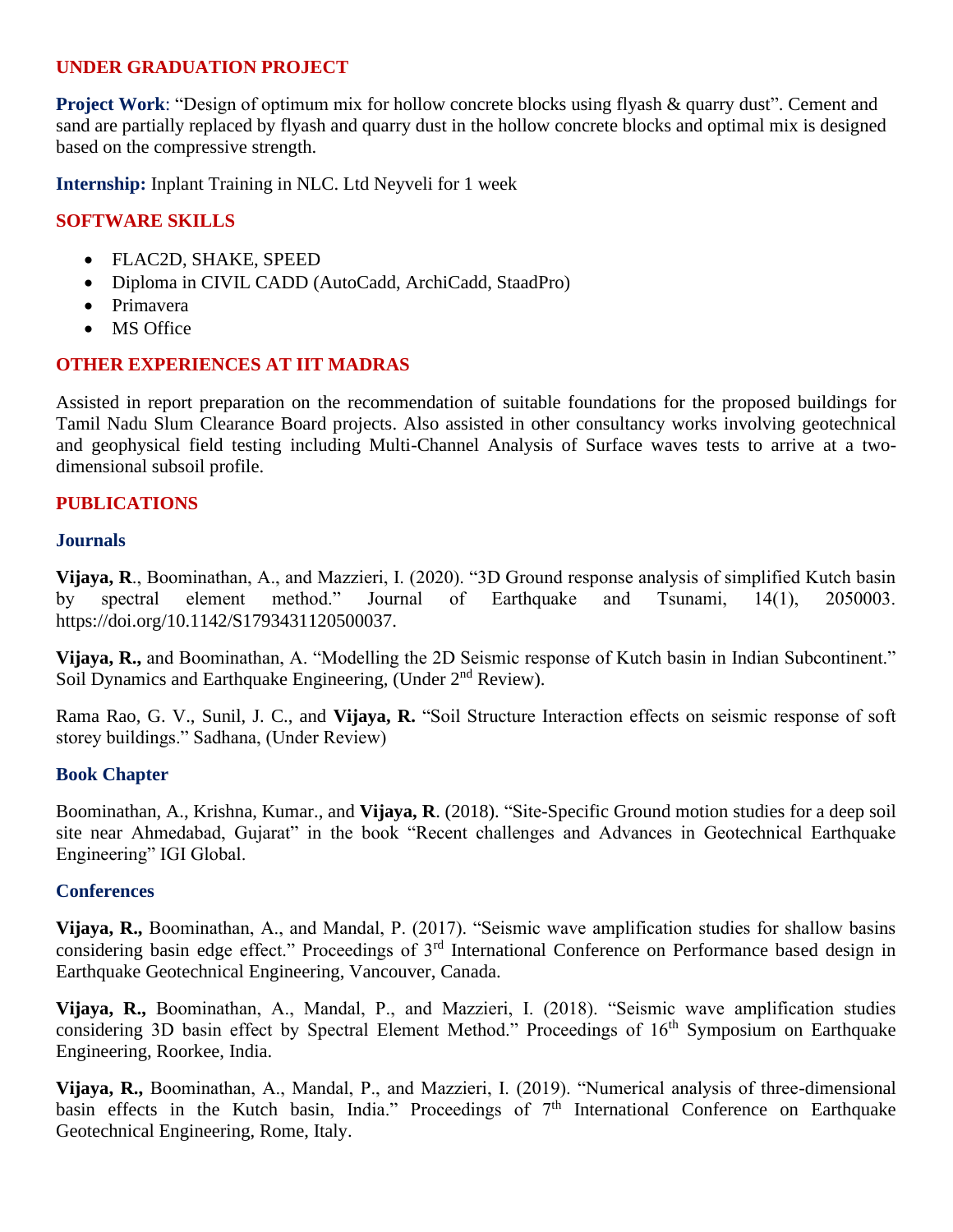## UNDER GRADUATION PROJECT

**Project Work**: "Design of optimum mix for hollow concrete blocks using flyash & quarry dust". Cement and sand are partially replaced by flyash and quarry dust in the hollow concrete blocks and optimal mix is designed based on the compressive strength.

**Internship:** Inplant Training in NLC. Ltd Neyveli for 1 week

## SOFTWARE SKILLS

- FLAC2D, SHAKE, SPEED
- Diploma in CIVIL CADD (AutoCadd, ArchiCadd, StaadPro)
- Primavera
- MS Office

## OTHER EXPERIENCES AT IIT MADRAS

Assisted in report preparation on the recommendation of suitable foundations for the proposed buildings for Tamil Nadu Slum Clearance Board projects. Also assisted in other consultancy works involving geotechnical and geophysical field testing including Multi-Channel Analysis of Surface waves tests to arrive at a two-dimensional subsoil profile.

## PUBLICATIONS

### Journals

**Vijaya, R**., Boominathan, A., and Mazzieri, I. (2020). "3D Ground response analysis of simplified Kutch basin by spectral element method." Journal of Earthquake and Tsunami, 14(1), 2050003. https://doi.org/10.1142/S1793431120500037.

**Vijaya, R.,** and Boominathan, A. "Modelling the 2D Seismic response of Kutch basin in Indian Subcontinent." Soil Dynamics and Earthquake Engineering, (Under 2nd Review).

Rama Rao, G. V., Sunil, J. C., and **Vijaya, R.** "Soil Structure Interaction effects on seismic response of soft storey buildings." Sadhana, (Under Review)

### Book Chapter

Boominathan, A., Krishna, Kumar., and **Vijaya, R**. (2018). "Site-Specific Ground motion studies for a deep soil site near Ahmedabad, Gujarat" in the book "Recent challenges and Advances in Geotechnical Earthquake Engineering" IGI Global.

### Conferences

**Vijaya, R.,** Boominathan, A., and Mandal, P. (2017). "Seismic wave amplification studies for shallow basins considering basin edge effect." Proceedings of 3rd International Conference on Performance based design in Earthquake Geotechnical Engineering, Vancouver, Canada.

**Vijaya, R.,** Boominathan, A., Mandal, P., and Mazzieri, I. (2018). "Seismic wave amplification studies considering 3D basin effect by Spectral Element Method." Proceedings of 16th Symposium on Earthquake Engineering, Roorkee, India.

**Vijaya, R.,** Boominathan, A., Mandal, P., and Mazzieri, I. (2019). "Numerical analysis of three-dimensional basin effects in the Kutch basin, India." Proceedings of 7th International Conference on Earthquake Geotechnical Engineering, Rome, Italy.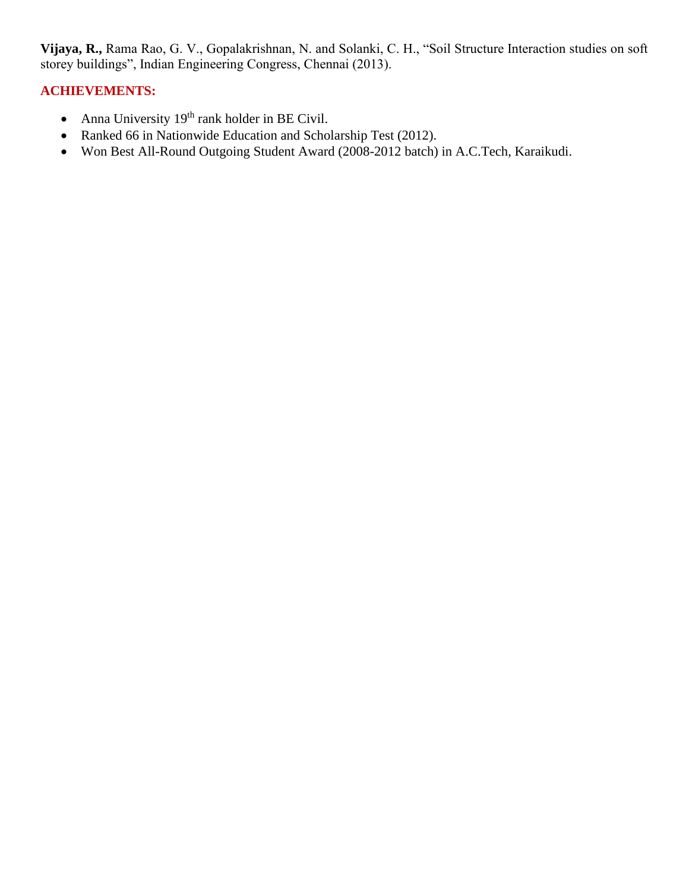**Vijaya, R.,** Rama Rao, G. V., Gopalakrishnan, N. and Solanki, C. H., "Soil Structure Interaction studies on soft storey buildings", Indian Engineering Congress, Chennai (2013).

## ACHIEVEMENTS:

- Anna University $19^{th}$ rank holder in BE Civil.
- Ranked 66 in Nationwide Education and Scholarship Test (2012).
- Won Best All-Round Outgoing Student Award (2008-2012 batch) in A.C.Tech, Karaikudi.